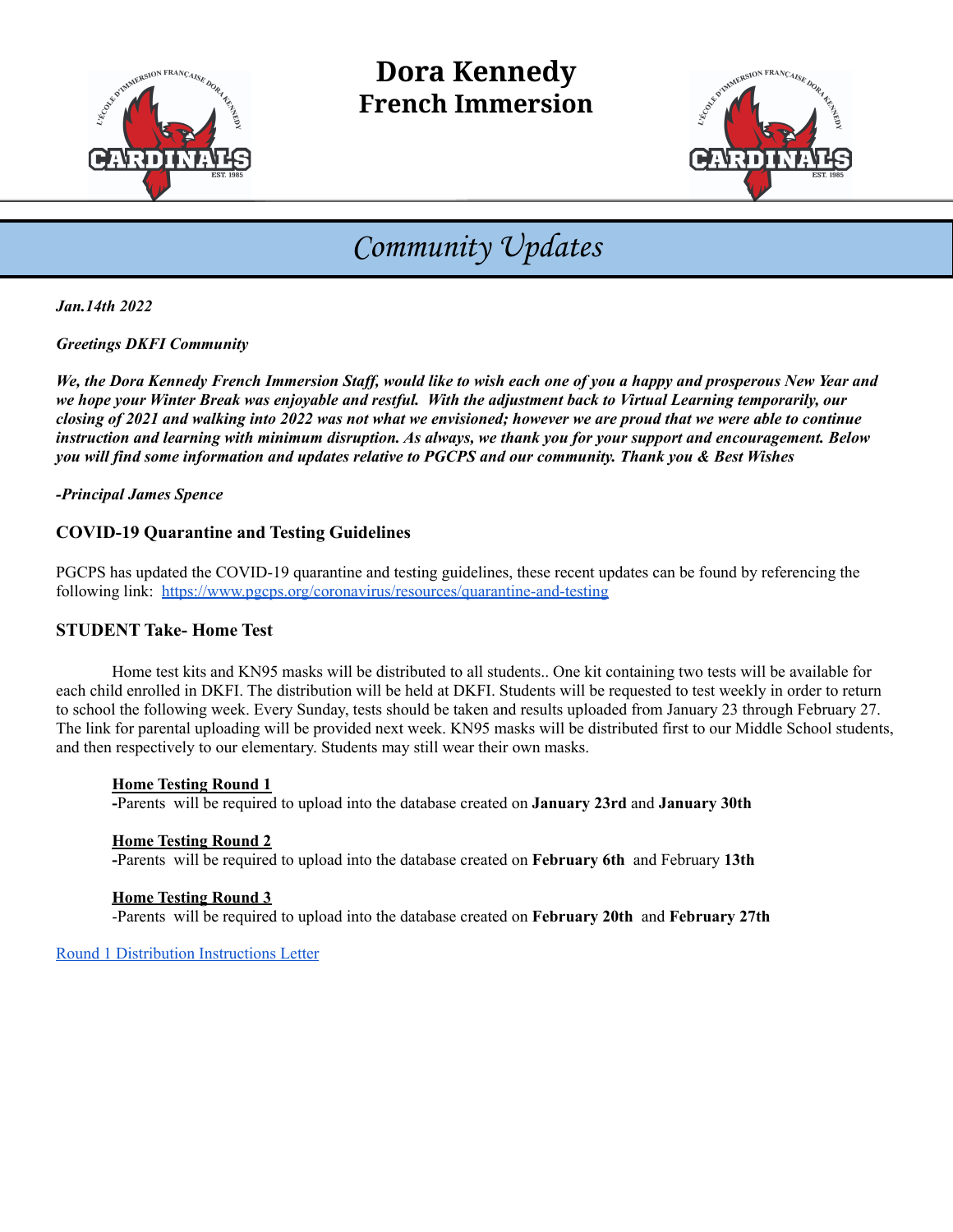# Dora Kennedy
## French Immersion

## *Community Updates*

***Jan.14th 2022***

***Greetings DKFI Community***

***We, the Dora Kennedy French Immersion Staff, would like to wish each one of you a happy and prosperous New Year and we hope your Winter Break was enjoyable and restful. With the adjustment back to Virtual Learning temporarily, our closing of 2021 and walking into 2022 was not what we envisioned; however we are proud that we were able to continue instruction and learning with minimum disruption. As always, we thank you for your support and encouragement. Below you will find some information and updates relative to PGCPS and our community. Thank you & Best Wishes***

***-Principal James Spence***

### COVID-19 Quarantine and Testing Guidelines

PGCPS has updated the COVID-19 quarantine and testing guidelines, these recent updates can be found by referencing the following link: [https://www.pgcps.org/coronavirus/resources/quarantine-and-testing](https://www.pgcps.org/coronavirus/resources/quarantine-and-testing)

### STUDENT Take- Home Test

Home test kits and KN95 masks will be distributed to all students.. One kit containing two tests will be available for each child enrolled in DKFI. The distribution will be held at DKFI. Students will be requested to test weekly in order to return to school the following week. Every Sunday, tests should be taken and results uploaded from January 23 through February 27. The link for parental uploading will be provided next week. KN95 masks will be distributed first to our Middle School students, and then respectively to our elementary. Students may still wear their own masks.

**Home Testing Round 1**
**-**Parents will be required to upload into the database created on **January 23rd** and **January 30th**

**Home Testing Round 2**
**-**Parents will be required to upload into the database created on **February 6th** and February **13th**

**Home Testing Round 3**
-Parents will be required to upload into the database created on **February 20th** and **February 27th**

[Round 1 Distribution Instructions Letter]()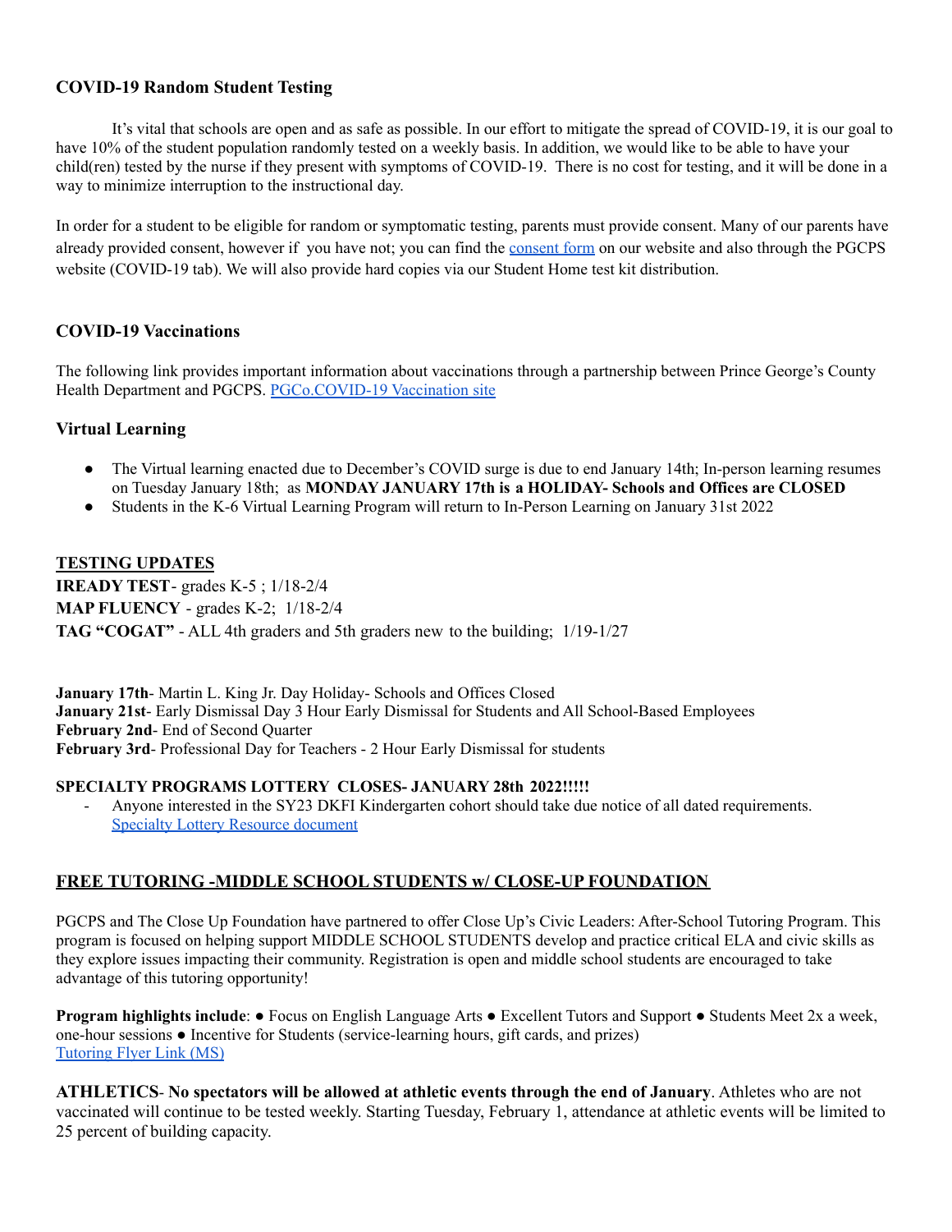### COVID-19 Random Student Testing

It's vital that schools are open and as safe as possible. In our effort to mitigate the spread of COVID-19, it is our goal to have 10% of the student population randomly tested on a weekly basis. In addition, we would like to be able to have your child(ren) tested by the nurse if they present with symptoms of COVID-19. There is no cost for testing, and it will be done in a way to minimize interruption to the instructional day.

In order for a student to be eligible for random or symptomatic testing, parents must provide consent. Many of our parents have already provided consent, however if you have not; you can find the consent form on our website and also through the PGCPS website (COVID-19 tab). We will also provide hard copies via our Student Home test kit distribution.

### COVID-19 Vaccinations

The following link provides important information about vaccinations through a partnership between Prince George's County Health Department and PGCPS. PGCo.COVID-19 Vaccination site

### Virtual Learning

- The Virtual learning enacted due to December's COVID surge is due to end January 14th; In-person learning resumes on Tuesday January 18th; as **MONDAY JANUARY 17th is a HOLIDAY- Schools and Offices are CLOSED**
- Students in the K-6 Virtual Learning Program will return to In-Person Learning on January 31st 2022

**TESTING UPDATES**

**IREADY TEST**- grades K-5 ; 1/18-2/4
**MAP FLUENCY** - grades K-2; 1/18-2/4
**TAG "COGAT"** - ALL 4th graders and 5th graders new to the building; 1/19-1/27

**January 17th**- Martin L. King Jr. Day Holiday- Schools and Offices Closed
**January 21st**- Early Dismissal Day 3 Hour Early Dismissal for Students and All School-Based Employees
**February 2nd**- End of Second Quarter
**February 3rd**- Professional Day for Teachers - 2 Hour Early Dismissal for students

**SPECIALTY PROGRAMS LOTTERY CLOSES- JANUARY 28th 2022!!!!!**

- Anyone interested in the SY23 DKFI Kindergarten cohort should take due notice of all dated requirements. Specialty Lottery Resource document

**FREE TUTORING -MIDDLE SCHOOL STUDENTS w/ CLOSE-UP FOUNDATION**

PGCPS and The Close Up Foundation have partnered to offer Close Up's Civic Leaders: After-School Tutoring Program. This program is focused on helping support MIDDLE SCHOOL STUDENTS develop and practice critical ELA and civic skills as they explore issues impacting their community. Registration is open and middle school students are encouraged to take advantage of this tutoring opportunity!

**Program highlights include**: ● Focus on English Language Arts ● Excellent Tutors and Support ● Students Meet 2x a week, one-hour sessions ● Incentive for Students (service-learning hours, gift cards, and prizes)
Tutoring Flyer Link (MS)

**ATHLETICS**- **No spectators will be allowed at athletic events through the end of January**. Athletes who are not vaccinated will continue to be tested weekly. Starting Tuesday, February 1, attendance at athletic events will be limited to 25 percent of building capacity.